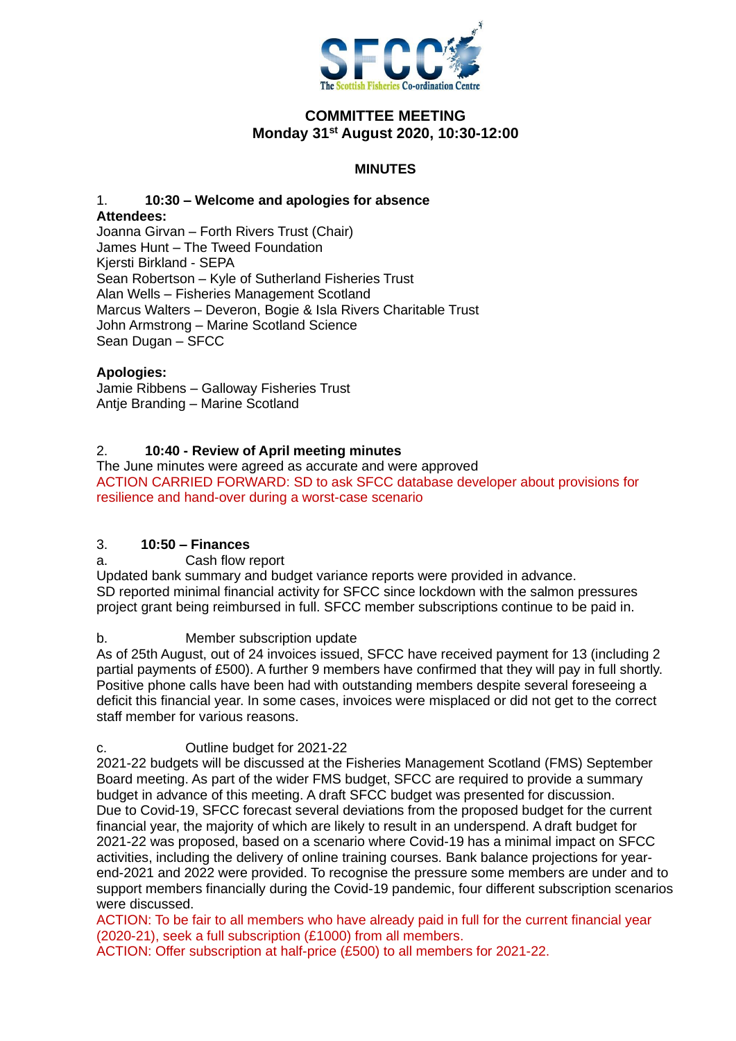SFCC
The Scottish Fisheries Co-ordination Centre

# COMMITTEE MEETING
## Monday 31st August 2020, 10:30-12:00

### MINUTES

1. **10:30 – Welcome and apologies for absence**

**Attendees:**
Joanna Girvan – Forth Rivers Trust (Chair)
James Hunt – The Tweed Foundation
Kjersti Birkland - SEPA
Sean Robertson – Kyle of Sutherland Fisheries Trust
Alan Wells – Fisheries Management Scotland
Marcus Walters – Deveron, Bogie & Isla Rivers Charitable Trust
John Armstrong – Marine Scotland Science
Sean Dugan – SFCC

**Apologies:**
Jamie Ribbens – Galloway Fisheries Trust
Antje Branding – Marine Scotland

2. **10:40 - Review of April meeting minutes**

The June minutes were agreed as accurate and were approved
ACTION CARRIED FORWARD: SD to ask SFCC database developer about provisions for resilience and hand-over during a worst-case scenario

3. **10:50 – Finances**

a. Cash flow report

Updated bank summary and budget variance reports were provided in advance.
SD reported minimal financial activity for SFCC since lockdown with the salmon pressures project grant being reimbursed in full. SFCC member subscriptions continue to be paid in.

b. Member subscription update

As of 25th August, out of 24 invoices issued, SFCC have received payment for 13 (including 2 partial payments of £500). A further 9 members have confirmed that they will pay in full shortly. Positive phone calls have been had with outstanding members despite several foreseeing a deficit this financial year. In some cases, invoices were misplaced or did not get to the correct staff member for various reasons.

c. Outline budget for 2021-22

2021-22 budgets will be discussed at the Fisheries Management Scotland (FMS) September Board meeting. As part of the wider FMS budget, SFCC are required to provide a summary budget in advance of this meeting. A draft SFCC budget was presented for discussion.
Due to Covid-19, SFCC forecast several deviations from the proposed budget for the current financial year, the majority of which are likely to result in an underspend. A draft budget for 2021-22 was proposed, based on a scenario where Covid-19 has a minimal impact on SFCC activities, including the delivery of online training courses. Bank balance projections for year-end-2021 and 2022 were provided. To recognise the pressure some members are under and to support members financially during the Covid-19 pandemic, four different subscription scenarios were discussed.
ACTION: To be fair to all members who have already paid in full for the current financial year (2020-21), seek a full subscription (£1000) from all members.
ACTION: Offer subscription at half-price (£500) to all members for 2021-22.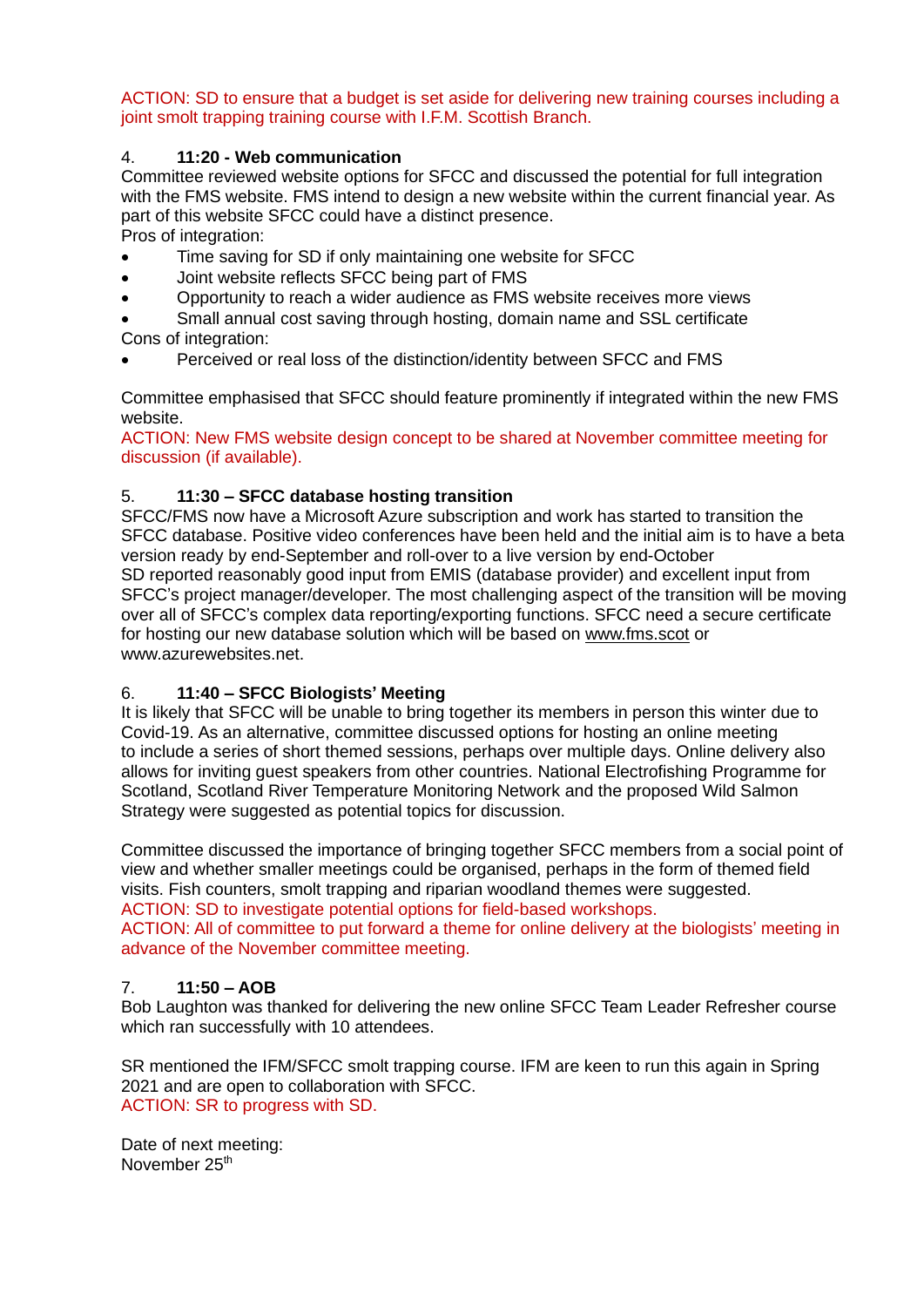ACTION: SD to ensure that a budget is set aside for delivering new training courses including a joint smolt trapping training course with I.F.M. Scottish Branch.

4. **11:20 - Web communication**

Committee reviewed website options for SFCC and discussed the potential for full integration with the FMS website. FMS intend to design a new website within the current financial year. As part of this website SFCC could have a distinct presence.

Pros of integration:

- Time saving for SD if only maintaining one website for SFCC
- Joint website reflects SFCC being part of FMS
- Opportunity to reach a wider audience as FMS website receives more views
- Small annual cost saving through hosting, domain name and SSL certificate

Cons of integration:

- Perceived or real loss of the distinction/identity between SFCC and FMS

Committee emphasised that SFCC should feature prominently if integrated within the new FMS website.

ACTION: New FMS website design concept to be shared at November committee meeting for discussion (if available).

5. **11:30 – SFCC database hosting transition**

SFCC/FMS now have a Microsoft Azure subscription and work has started to transition the SFCC database. Positive video conferences have been held and the initial aim is to have a beta version ready by end-September and roll-over to a live version by end-October

SD reported reasonably good input from EMIS (database provider) and excellent input from SFCC's project manager/developer. The most challenging aspect of the transition will be moving over all of SFCC's complex data reporting/exporting functions. SFCC need a secure certificate for hosting our new database solution which will be based on www.fms.scot or www.azurewebsites.net.

6. **11:40 – SFCC Biologists' Meeting**

It is likely that SFCC will be unable to bring together its members in person this winter due to Covid-19. As an alternative, committee discussed options for hosting an online meeting to include a series of short themed sessions, perhaps over multiple days. Online delivery also allows for inviting guest speakers from other countries. National Electrofishing Programme for Scotland, Scotland River Temperature Monitoring Network and the proposed Wild Salmon Strategy were suggested as potential topics for discussion.

Committee discussed the importance of bringing together SFCC members from a social point of view and whether smaller meetings could be organised, perhaps in the form of themed field visits. Fish counters, smolt trapping and riparian woodland themes were suggested.

ACTION: SD to investigate potential options for field-based workshops.

ACTION: All of committee to put forward a theme for online delivery at the biologists' meeting in advance of the November committee meeting.

7. **11:50 – AOB**

Bob Laughton was thanked for delivering the new online SFCC Team Leader Refresher course which ran successfully with 10 attendees.

SR mentioned the IFM/SFCC smolt trapping course. IFM are keen to run this again in Spring 2021 and are open to collaboration with SFCC.

ACTION: SR to progress with SD.

Date of next meeting:
November 25th